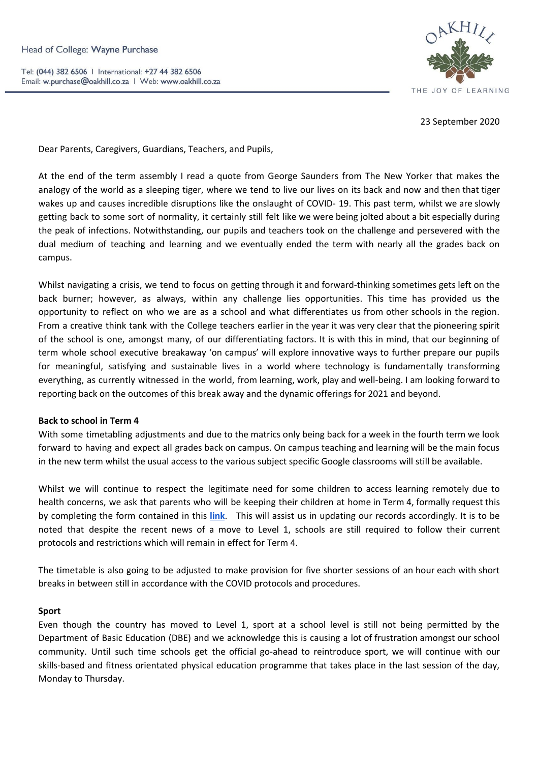Head of College: Wayne Purchase

Tel: (044) 382 6506 | International: +27 44 382 6506
Email: w.purchase@oakhill.co.za | Web: www.oakhill.co.za

OAKHILL
THE JOY OF LEARNING

23 September 2020

Dear Parents, Caregivers, Guardians, Teachers, and Pupils,

At the end of the term assembly I read a quote from George Saunders from The New Yorker that makes the analogy of the world as a sleeping tiger, where we tend to live our lives on its back and now and then that tiger wakes up and causes incredible disruptions like the onslaught of COVID- 19. This past term, whilst we are slowly getting back to some sort of normality, it certainly still felt like we were being jolted about a bit especially during the peak of infections. Notwithstanding, our pupils and teachers took on the challenge and persevered with the dual medium of teaching and learning and we eventually ended the term with nearly all the grades back on campus.

Whilst navigating a crisis, we tend to focus on getting through it and forward-thinking sometimes gets left on the back burner; however, as always, within any challenge lies opportunities. This time has provided us the opportunity to reflect on who we are as a school and what differentiates us from other schools in the region. From a creative think tank with the College teachers earlier in the year it was very clear that the pioneering spirit of the school is one, amongst many, of our differentiating factors. It is with this in mind, that our beginning of term whole school executive breakaway 'on campus' will explore innovative ways to further prepare our pupils for meaningful, satisfying and sustainable lives in a world where technology is fundamentally transforming everything, as currently witnessed in the world, from learning, work, play and well-being. I am looking forward to reporting back on the outcomes of this break away and the dynamic offerings for 2021 and beyond.

**Back to school in Term 4**

With some timetabling adjustments and due to the matrics only being back for a week in the fourth term we look forward to having and expect all grades back on campus. On campus teaching and learning will be the main focus in the new term whilst the usual access to the various subject specific Google classrooms will still be available.

Whilst we will continue to respect the legitimate need for some children to access learning remotely due to health concerns, we ask that parents who will be keeping their children at home in Term 4, formally request this by completing the form contained in this **link**. This will assist us in updating our records accordingly. It is to be noted that despite the recent news of a move to Level 1, schools are still required to follow their current protocols and restrictions which will remain in effect for Term 4.

The timetable is also going to be adjusted to make provision for five shorter sessions of an hour each with short breaks in between still in accordance with the COVID protocols and procedures.

**Sport**

Even though the country has moved to Level 1, sport at a school level is still not being permitted by the Department of Basic Education (DBE) and we acknowledge this is causing a lot of frustration amongst our school community. Until such time schools get the official go-ahead to reintroduce sport, we will continue with our skills-based and fitness orientated physical education programme that takes place in the last session of the day, Monday to Thursday.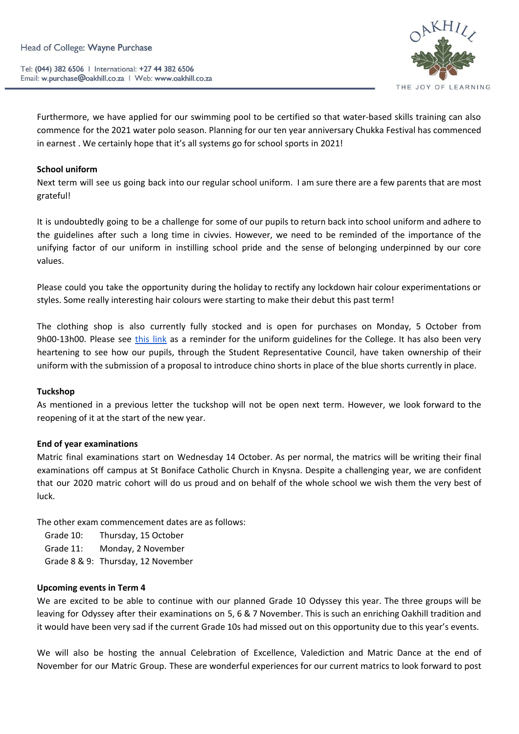Furthermore, we have applied for our swimming pool to be certified so that water-based skills training can also commence for the 2021 water polo season. Planning for our ten year anniversary Chukka Festival has commenced in earnest . We certainly hope that it's all systems go for school sports in 2021!

**School uniform**

Next term will see us going back into our regular school uniform. I am sure there are a few parents that are most grateful!

It is undoubtedly going to be a challenge for some of our pupils to return back into school uniform and adhere to the guidelines after such a long time in civvies. However, we need to be reminded of the importance of the unifying factor of our uniform in instilling school pride and the sense of belonging underpinned by our core values.

Please could you take the opportunity during the holiday to rectify any lockdown hair colour experimentations or styles. Some really interesting hair colours were starting to make their debut this past term!

The clothing shop is also currently fully stocked and is open for purchases on Monday, 5 October from 9h00-13h00. Please see this link as a reminder for the uniform guidelines for the College. It has also been very heartening to see how our pupils, through the Student Representative Council, have taken ownership of their uniform with the submission of a proposal to introduce chino shorts in place of the blue shorts currently in place.

**Tuckshop**

As mentioned in a previous letter the tuckshop will not be open next term. However, we look forward to the reopening of it at the start of the new year.

**End of year examinations**

Matric final examinations start on Wednesday 14 October. As per normal, the matrics will be writing their final examinations off campus at St Boniface Catholic Church in Knysna. Despite a challenging year, we are confident that our 2020 matric cohort will do us proud and on behalf of the whole school we wish them the very best of luck.

The other exam commencement dates are as follows:

Grade 10: Thursday, 15 October
Grade 11: Monday, 2 November
Grade 8 & 9: Thursday, 12 November

**Upcoming events in Term 4**

We are excited to be able to continue with our planned Grade 10 Odyssey this year. The three groups will be leaving for Odyssey after their examinations on 5, 6 & 7 November. This is such an enriching Oakhill tradition and it would have been very sad if the current Grade 10s had missed out on this opportunity due to this year's events.

We will also be hosting the annual Celebration of Excellence, Valediction and Matric Dance at the end of November for our Matric Group. These are wonderful experiences for our current matrics to look forward to post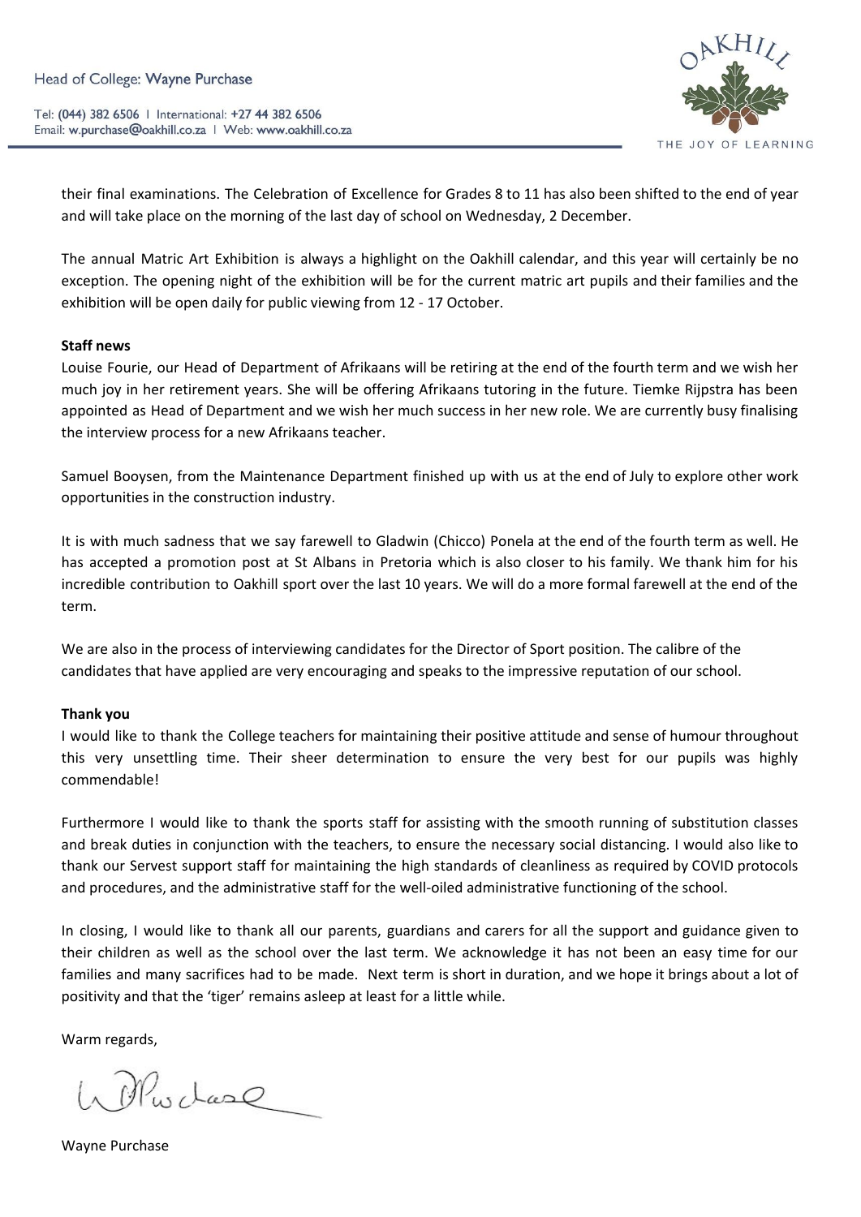their final examinations. The Celebration of Excellence for Grades 8 to 11 has also been shifted to the end of year and will take place on the morning of the last day of school on Wednesday, 2 December.

The annual Matric Art Exhibition is always a highlight on the Oakhill calendar, and this year will certainly be no exception. The opening night of the exhibition will be for the current matric art pupils and their families and the exhibition will be open daily for public viewing from 12 - 17 October.

**Staff news**

Louise Fourie, our Head of Department of Afrikaans will be retiring at the end of the fourth term and we wish her much joy in her retirement years. She will be offering Afrikaans tutoring in the future. Tiemke Rijpstra has been appointed as Head of Department and we wish her much success in her new role. We are currently busy finalising the interview process for a new Afrikaans teacher.

Samuel Booysen, from the Maintenance Department finished up with us at the end of July to explore other work opportunities in the construction industry.

It is with much sadness that we say farewell to Gladwin (Chicco) Ponela at the end of the fourth term as well. He has accepted a promotion post at St Albans in Pretoria which is also closer to his family. We thank him for his incredible contribution to Oakhill sport over the last 10 years. We will do a more formal farewell at the end of the term.

We are also in the process of interviewing candidates for the Director of Sport position. The calibre of the candidates that have applied are very encouraging and speaks to the impressive reputation of our school.

**Thank you**

I would like to thank the College teachers for maintaining their positive attitude and sense of humour throughout this very unsettling time. Their sheer determination to ensure the very best for our pupils was highly commendable!

Furthermore I would like to thank the sports staff for assisting with the smooth running of substitution classes and break duties in conjunction with the teachers, to ensure the necessary social distancing. I would also like to thank our Servest support staff for maintaining the high standards of cleanliness as required by COVID protocols and procedures, and the administrative staff for the well-oiled administrative functioning of the school.

In closing, I would like to thank all our parents, guardians and carers for all the support and guidance given to their children as well as the school over the last term. We acknowledge it has not been an easy time for our families and many sacrifices had to be made. Next term is short in duration, and we hope it brings about a lot of positivity and that the 'tiger' remains asleep at least for a little while.

Warm regards,

Wayne Purchase